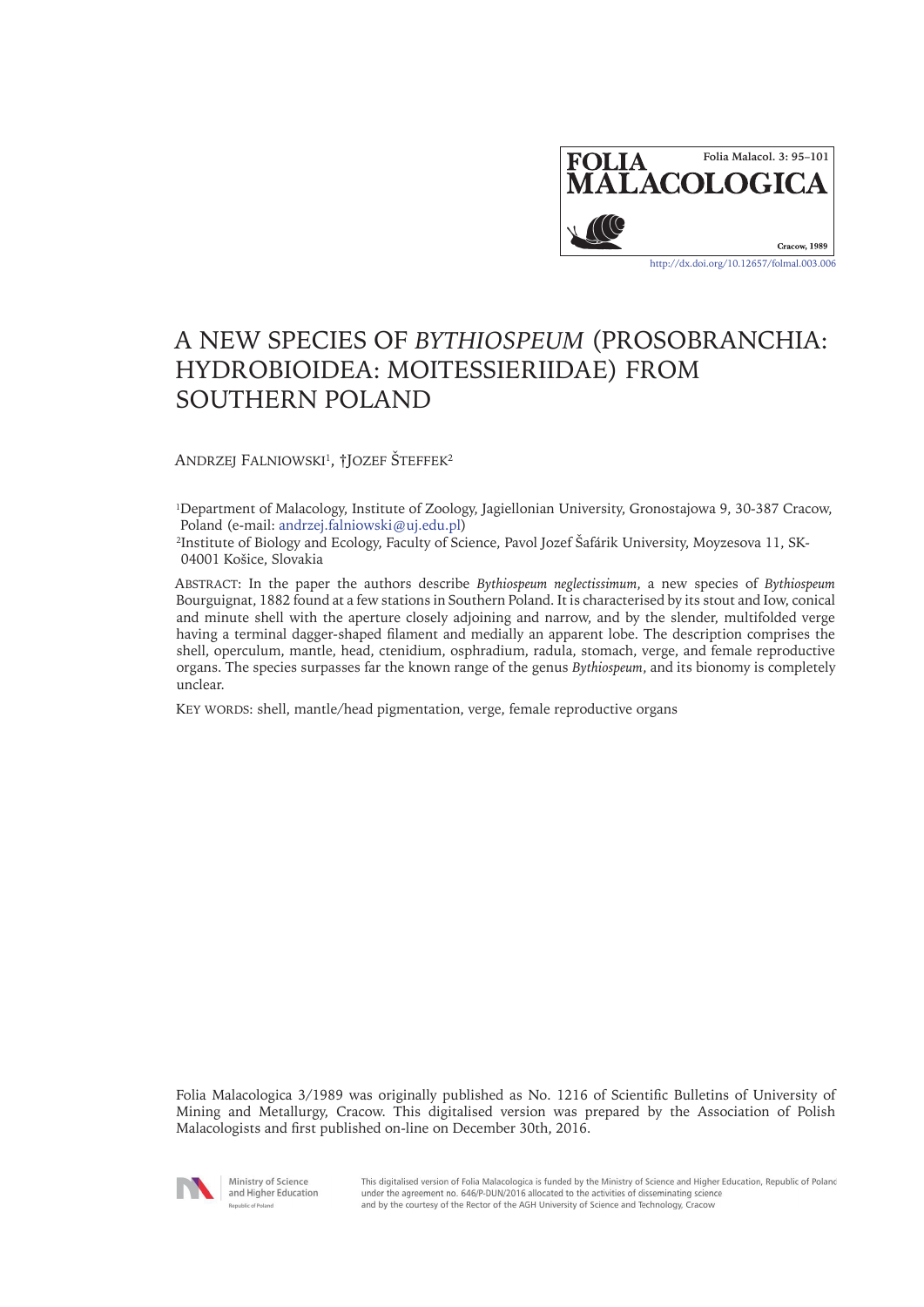# A NEW SPECIES OF *BYTHIOSPEUM* (PROSOBRANCHIA: HYDROBIOIDEA: MOITESSIERIIDAE) FROM SOUTHERN POLAND

Andrzej Falniowski[1], †Jozef Šteffek[2]

[1]Department of Malacology, Institute of Zoology, Jagiellonian University, Gronostajowa 9, 30-387 Cracow, Poland (e-mail: andrzej.falniowski@uj.edu.pl)

[2]Institute of Biology and Ecology, Faculty of Science, Pavol Jozef Šafárik University, Moyzesova 11, SK-04001 Košice, Slovakia

Abstract: In the paper the authors describe *Bythiospeum neglectissimum*, a new species of *Bythiospeum* Bourguignat, 1882 found at a few stations in Southern Poland. It is characterised by its stout and Iow, conical and minute shell with the aperture closely adjoining and narrow, and by the slender, multifolded verge having a terminal dagger-shaped filament and medially an apparent lobe. The description comprises the shell, operculum, mantle, head, ctenidium, osphradium, radula, stomach, verge, and female reproductive organs. The species surpasses far the known range of the genus *Bythiospeum*, and its bionomy is completely unclear.

Key words: shell, mantle/head pigmentation, verge, female reproductive organs

Folia Malacologica 3/1989 was originally published as No. 1216 of Scientific Bulletins of University of Mining and Metallurgy, Cracow. This digitalised version was prepared by the Association of Polish Malacologists and first published on-line on December 30th, 2016.

This digitalised version of Folia Malacologica is funded by the Ministry of Science and Higher Education, Republic of Poland under the agreement no. 646/P-DUN/2016 allocated to the activities of disseminating science and by the courtesy of the Rector of the AGH University of Science and Technology, Cracow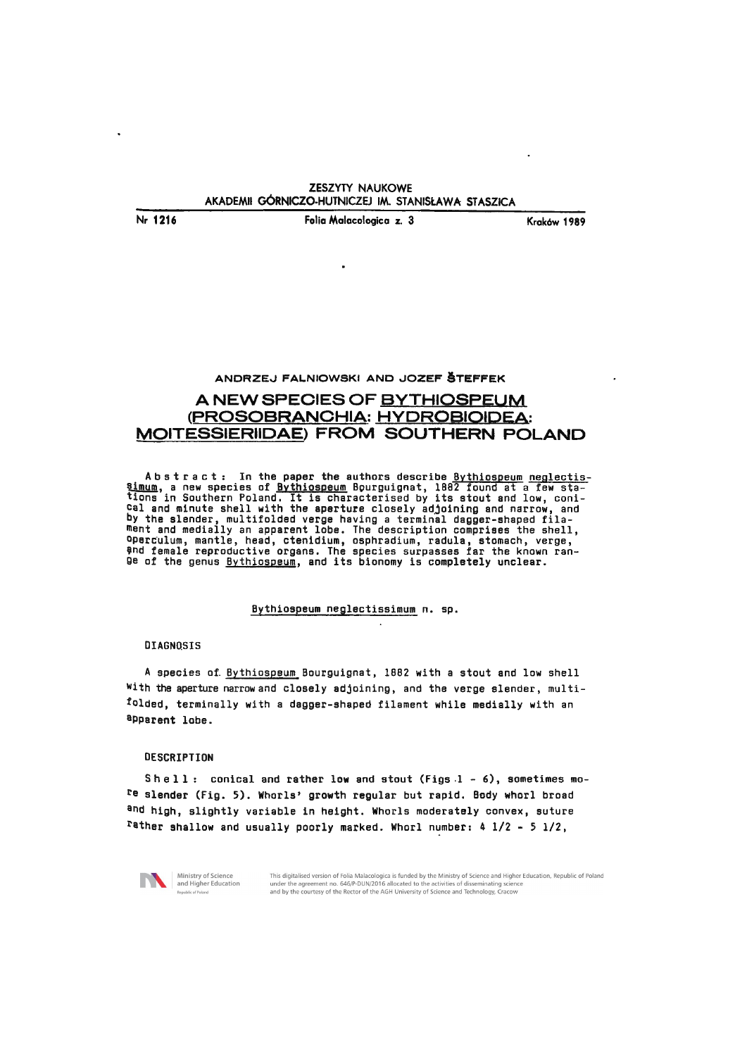ZESZYTY NAUKOWE
AKADEMII GÓRNICZO-HUTNICZEJ IM. STANISŁAWA STASZICA

Nr 1216 Folia Malacologica z. 3 Kraków 1989

ANDRZEJ FALNIOWSKI AND JOZEF ŠTEFFEK

# A NEW SPECIES OF BYTHIOSPEUM (PROSOBRANCHIA: HYDROBIOIDEA: MOITESSIERIIDAE) FROM SOUTHERN POLAND

**Abstract:** In the paper the authors describe *Bythiospeum neglectissimum*, a new species of *Bythiospeum* Bourguignat, 1882 found at a few stations in Southern Poland. It is characterised by its stout and low, conical and minute shell with the aperture closely adjoining and narrow, and by the slender, multifolded verge having a terminal dagger-shaped filament and medially an apparent lobe. The description comprises the shell, operculum, mantle, head, ctenidium, osphradium, radula, stomach, verge, and female reproductive organs. The species surpasses far the known range of the genus *Bythiospeum*, and its bionomy is completely unclear.

## *Bythiospeum neglectissimum* n. sp.

### DIAGNOSIS

A species of *Bythiospeum* Bourguignat, 1882 with a stout and low shell with the aperture narrow and closely adjoining, and the verge slender, multifolded, terminally with a dagger-shaped filament while medially with an apparent lobe.

### DESCRIPTION

**Shell:** conical and rather low and stout (Figs 1 - 6), sometimes more slender (Fig. 5). Whorls' growth regular but rapid. Body whorl broad and high, slightly variable in height. Whorls moderately convex, suture rather shallow and usually poorly marked. Whorl number: 4 1/2 - 5 1/2,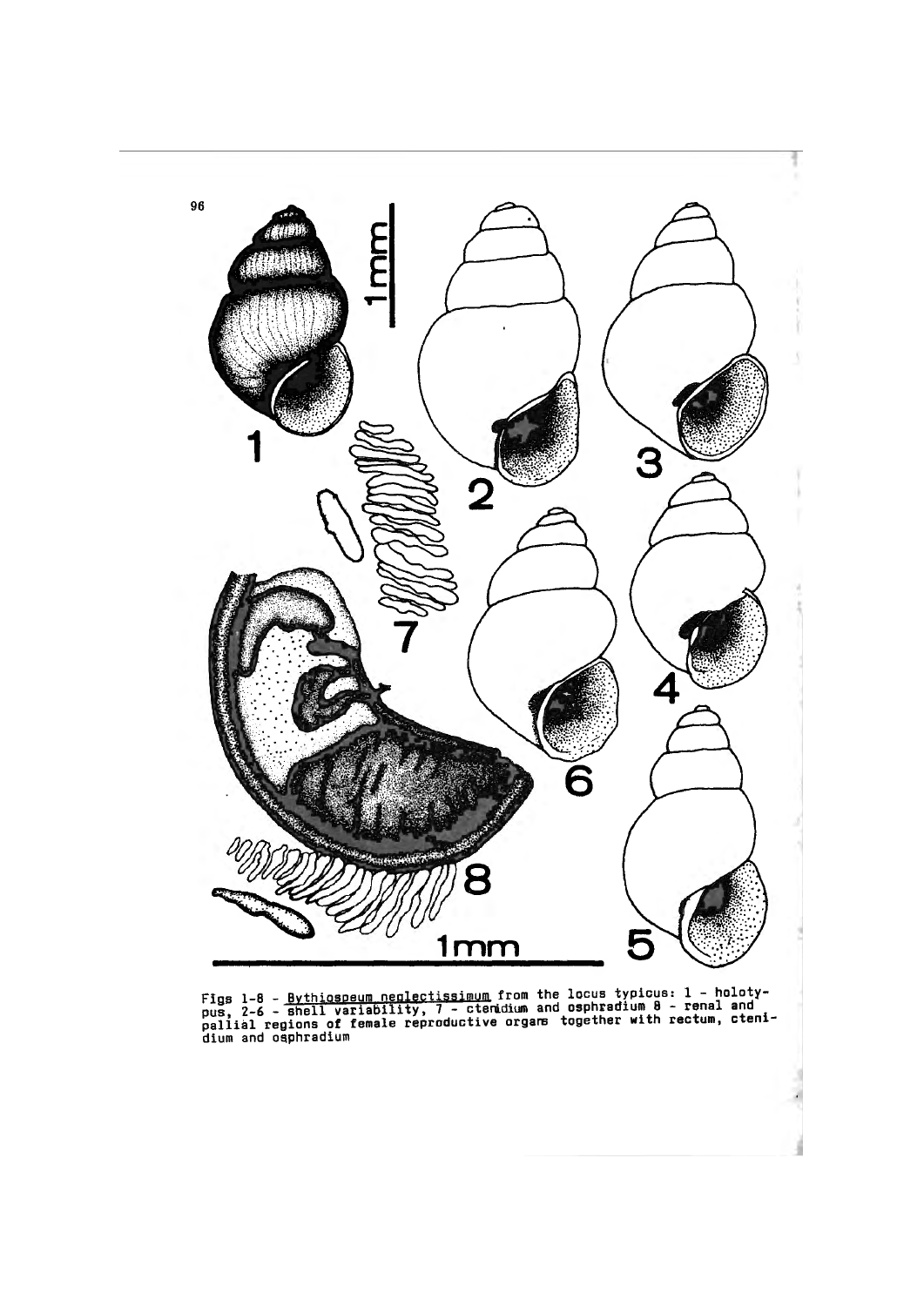Figs 1-8 - *Bythiospeum neglectissimum* from the locus typicus: 1 - holotypus, 2-6 - shell variability, 7 - ctenidium and osphradium 8 - renal and pallial regions of female reproductive organs together with rectum, ctenidium and osphradium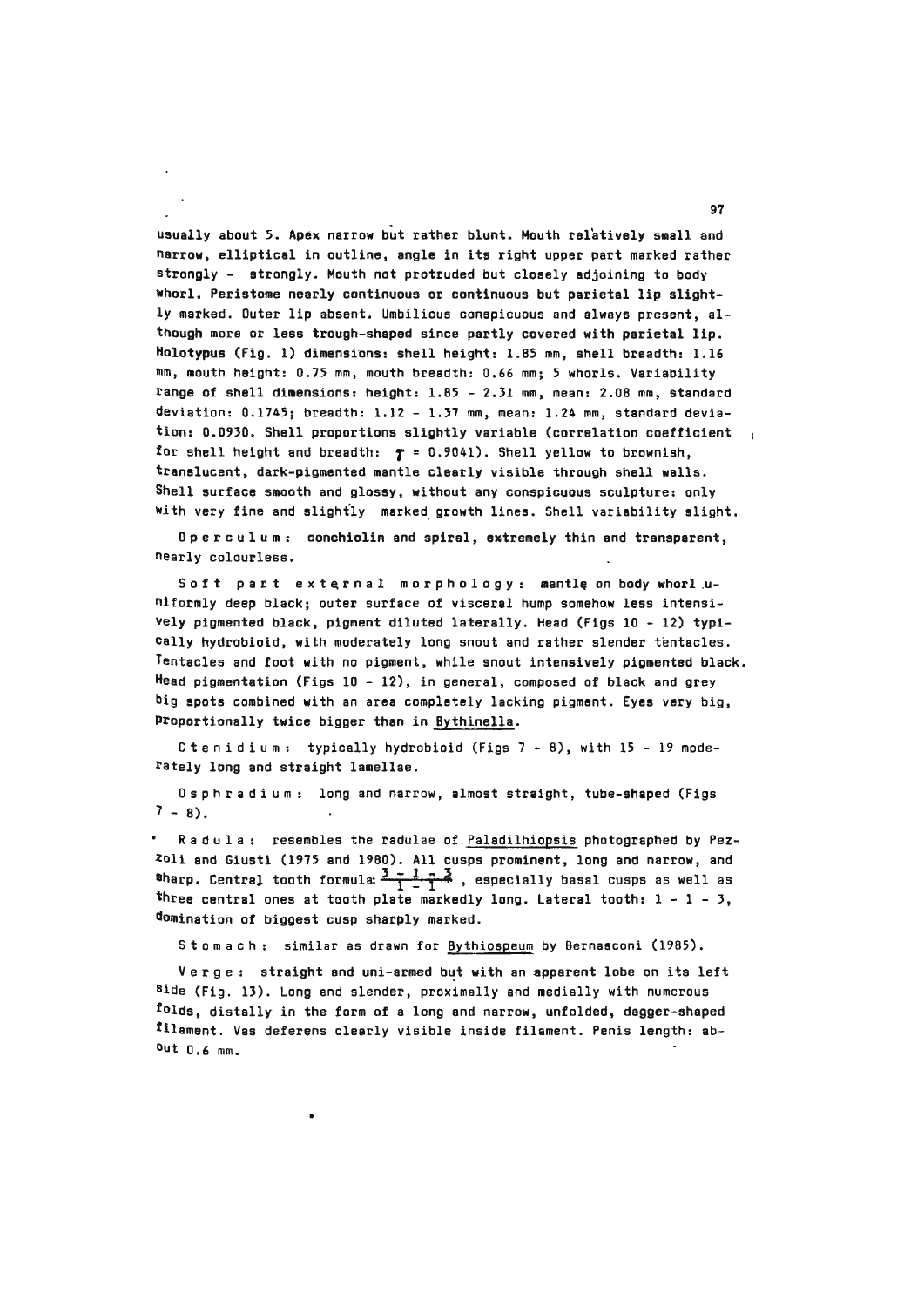usually about 5. Apex narrow but rather blunt. Mouth relatively small and narrow, elliptical in outline, angle in its right upper part marked rather strongly - strongly. Mouth not protruded but closely adjoining to body whorl. Peristome nearly continuous or continuous but parietal lip slightly marked. Outer lip absent. Umbilicus conspicuous and always present, although more or less trough-shaped since partly covered with parietal lip. Holotypus (Fig. 1) dimensions: shell height: 1.85 mm, shell breadth: 1.16 mm, mouth height: 0.75 mm, mouth breadth: 0.66 mm; 5 whorls. Variability range of shell dimensions: height: 1.85 - 2.31 mm, mean: 2.08 mm, standard deviation: 0.1745; breadth: 1.12 - 1.37 mm, mean: 1.24 mm, standard deviation: 0.0930. Shell proportions slightly variable (correlation coefficient for shell height and breadth: $r = 0.9041$). Shell yellow to brownish, translucent, dark-pigmented mantle clearly visible through shell walls. Shell surface smooth and glossy, without any conspicuous sculpture: only with very fine and slightly marked growth lines. Shell variability slight.

Operculum: conchiolin and spiral, extremely thin and transparent, nearly colourless.

Soft part external morphology: mantle on body whorl uniformly deep black; outer surface of visceral hump somehow less intensively pigmented black, pigment diluted laterally. Head (Figs 10 - 12) typically hydrobioid, with moderately long snout and rather slender tentacles. Tentacles and foot with no pigment, while snout intensively pigmented black. Head pigmentation (Figs 10 - 12), in general, composed of black and grey big spots combined with an area completely lacking pigment. Eyes very big, proportionally twice bigger than in Bythinella.

Ctenidium: typically hydrobioid (Figs 7 - 8), with 15 - 19 moderately long and straight lamellae.

Osphradium: long and narrow, almost straight, tube-shaped (Figs 7 - 8).

Radula: resembles the radulae of Paladilhiopsis photographed by Pezzoli and Giusti (1975 and 1980). All cusps prominent, long and narrow, and sharp. Central tooth formula: $\frac{3-1-3}{1-1}$, especially basal cusps as well as three central ones at tooth plate markedly long. Lateral tooth: 1 - 1 - 3, domination of biggest cusp sharply marked.

Stomach: similar as drawn for Bythiospeum by Bernasconi (1985).

Verge: straight and uni-armed but with an apparent lobe on its left side (Fig. 13). Long and slender, proximally and medially with numerous folds, distally in the form of a long and narrow, unfolded, dagger-shaped filament. Vas deferens clearly visible inside filament. Penis length: about 0.6 mm.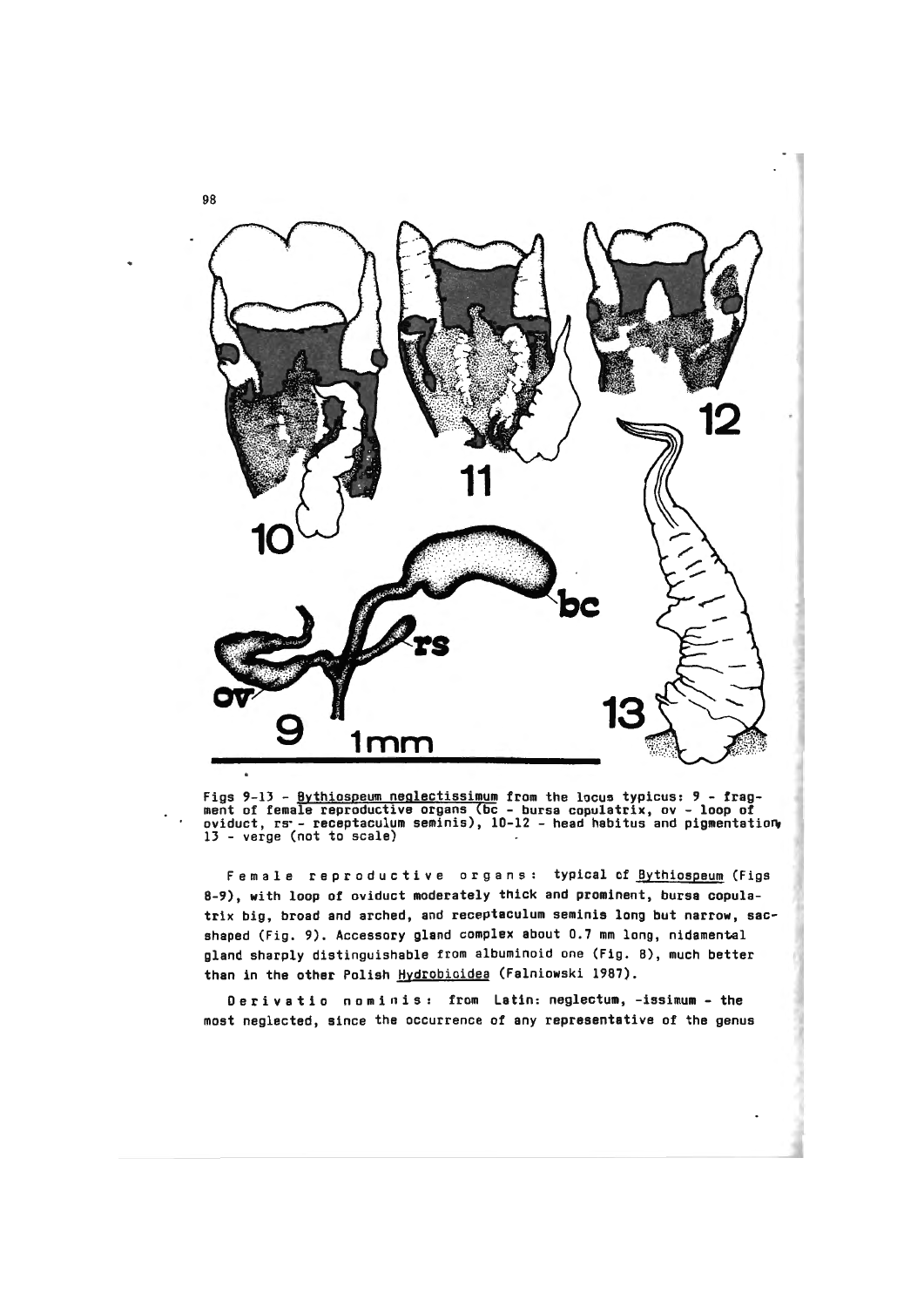Figs 9-13 - *Bythiospeum neglectissimum* from the locus typicus: 9 - fragment of female reproductive organs (bc - bursa copulatrix, ov - loop of oviduct, rs - receptaculum seminis), 10-12 - head habitus and pigmentation, 13 - verge (not to scale)

Female reproductive organs: typical of *Bythiospeum* (Figs 8-9), with loop of oviduct moderately thick and prominent, bursa copulatrix big, broad and arched, and receptaculum seminis long but narrow, sac-shaped (Fig. 9). Accessory gland complex about 0.7 mm long, nidamental gland sharply distinguishable from albuminoid one (Fig. 8), much better than in the other Polish Hydrobioidea (Falniowski 1987).

Derivatio nominis: from Latin: neglectum, -issimum - the most neglected, since the occurrence of any representative of the genus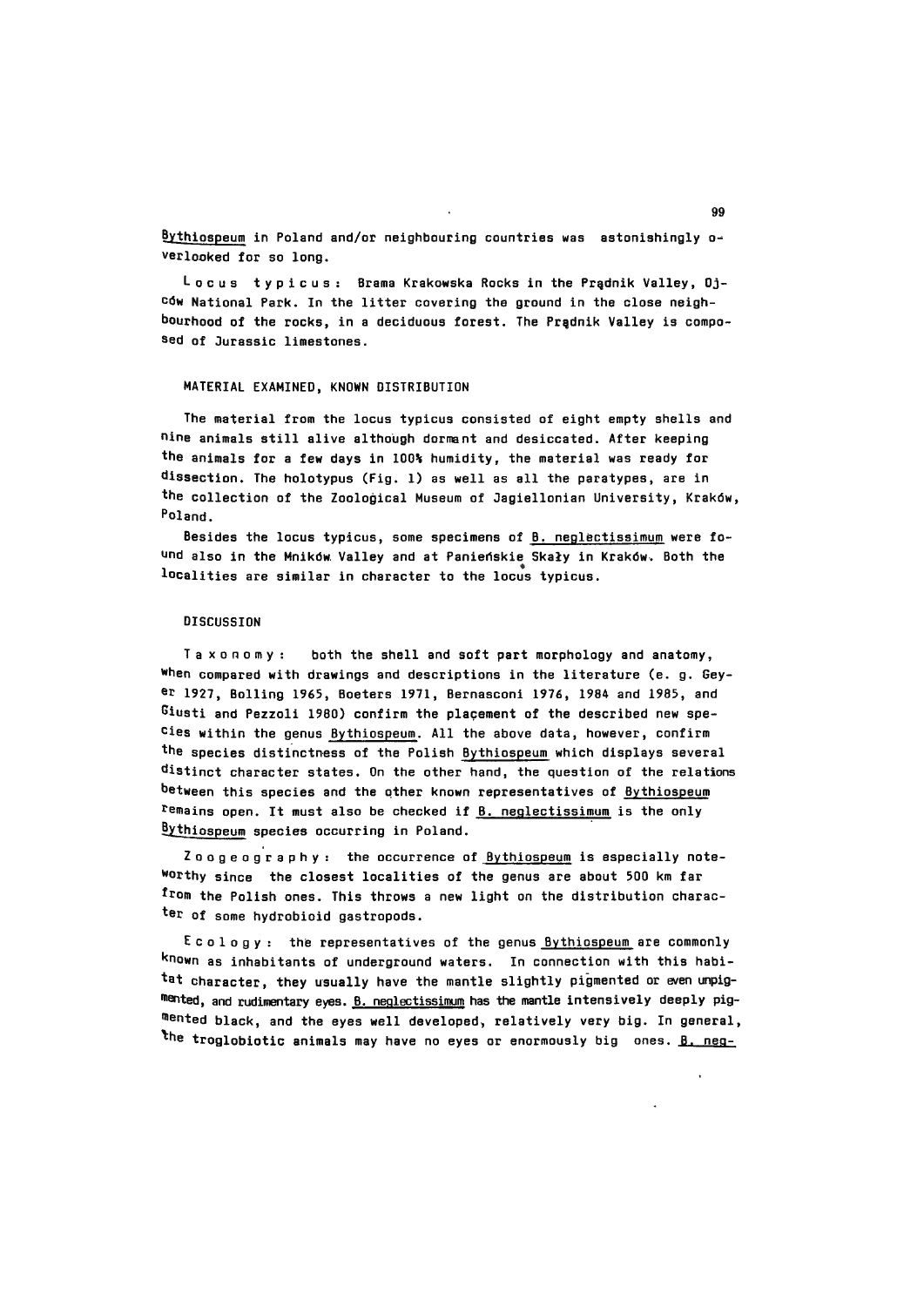*Bythiospeum* in Poland and/or neighbouring countries was astonishingly overlooked for so long.

L o c u s   t y p i c u s :  Brama Krakowska Rocks in the Prądnik Valley, Ojców National Park. In the litter covering the ground in the close neighbourhood of the rocks, in a deciduous forest. The Prądnik Valley is composed of Jurassic limestones.

## MATERIAL EXAMINED, KNOWN DISTRIBUTION

The material from the locus typicus consisted of eight empty shells and nine animals still alive although dormant and desiccated. After keeping the animals for a few days in 100% humidity, the material was ready for dissection. The holotypus (Fig. 1) as well as all the paratypes, are in the collection of the Zoological Museum of Jagiellonian University, Kraków, Poland.

Besides the locus typicus, some specimens of *B. neglectissimum* were found also in the Mników Valley and at Panieńskie Skały in Kraków. Both the localities are similar in character to the locus typicus.

## DISCUSSION

T a x o n o m y :  both the shell and soft part morphology and anatomy, when compared with drawings and descriptions in the literature (e. g. Geyer 1927, Bolling 1965, Boeters 1971, Bernasconi 1976, 1984 and 1985, and Giusti and Pezzoli 1980) confirm the placement of the described new species within the genus *Bythiospeum*. All the above data, however, confirm the species distinctness of the Polish *Bythiospeum* which displays several distinct character states. On the other hand, the question of the relations between this species and the other known representatives of *Bythiospeum* remains open. It must also be checked if *B. neglectissimum* is the only *Bythiospeum* species occurring in Poland.

Z o o g e o g r a p h y :  the occurrence of *Bythiospeum* is especially noteworthy since the closest localities of the genus are about 500 km far from the Polish ones. This throws a new light on the distribution character of some hydrobioid gastropods.

E c o l o g y :  the representatives of the genus *Bythiospeum* are commonly known as inhabitants of underground waters. In connection with this habitat character, they usually have the mantle slightly pigmented or even unpigmented, and rudimentary eyes. *B. neglectissimum* has the mantle intensively deeply pigmented black, and the eyes well developed, relatively very big. In general, the troglobiotic animals may have no eyes or enormously big ones. *B. neg-*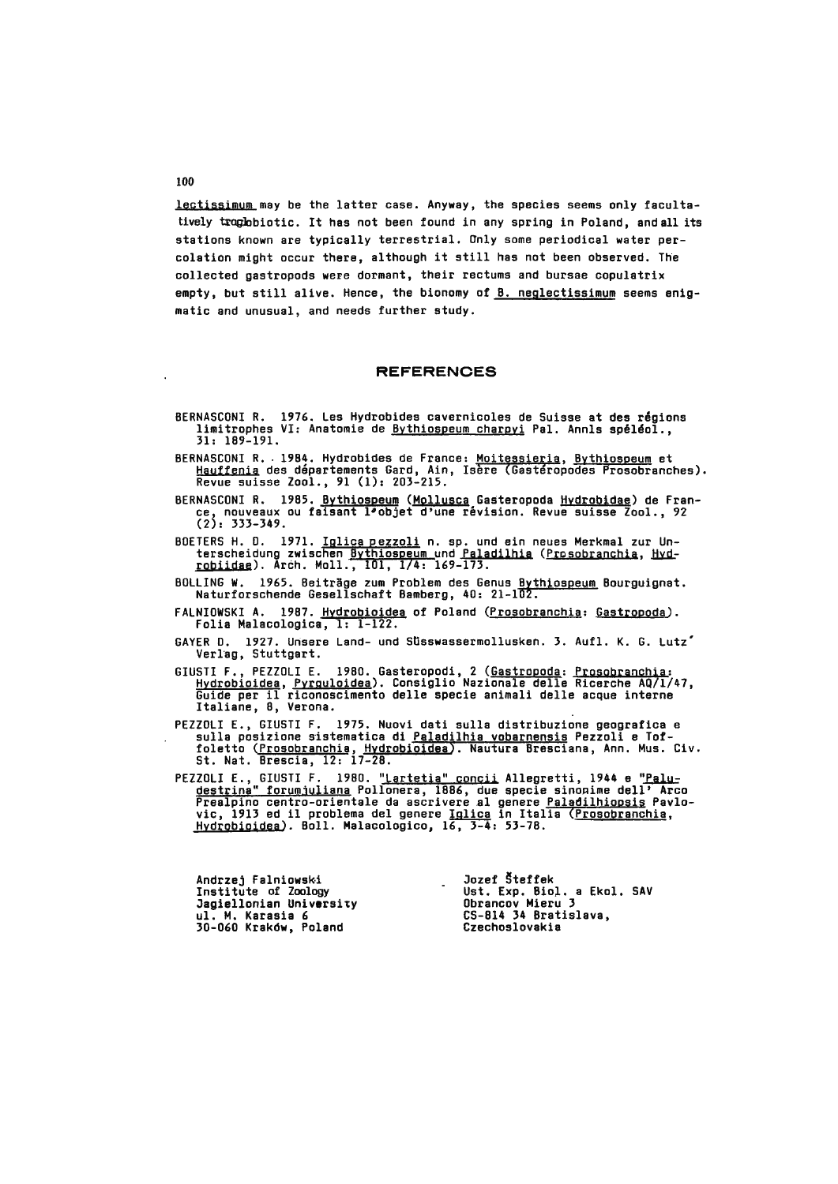lectissimum may be the latter case. Anyway, the species seems only facultatively troglobiotic. It has not been found in any spring in Poland, and all its stations known are typically terrestrial. Only some periodical water percolation might occur there, although it still has not been observed. The collected gastropods were dormant, their rectums and bursae copulatrix empty, but still alive. Hence, the bionomy of B. neglectissimum seems enigmatic and unusual, and needs further study.

## REFERENCES

BERNASCONI R. 1976. Les Hydrobides cavernicoles de Suisse at des régions limitrophes VI: Anatomie de Bythiospeum charpyi Pal. Annls spéléol., 31: 189-191.

BERNASCONI R. 1984. Hydrobides de France: Moitessieria, Bythiospeum et Hauffenia des départements Gard, Ain, Isère (Gastéropodes Prosobranches). Revue suisse Zool., 91 (1): 203-215.

BERNASCONI R. 1985. Bythiospeum (Mollusca Gasteropoda Hydrobidae) de France, nouveaux ou faisant l'objet d'une révision. Revue suisse Zool., 92 (2): 333-349.

BOETERS H. D. 1971. Iglica pezzoli n. sp. und ein neues Merkmal zur Unterscheidung zwischen Bythiospeum und Paladilhia (Prosobranchia, Hydrobiidae). Arch. Moll., 101, 1/4: 169-173.

BOLLING W. 1965. Beiträge zum Problem des Genus Bythiospeum Bourguignat. Naturforschende Gesellschaft Bamberg, 40: 21-102.

FALNIOWSKI A. 1987. Hydrobioidea of Poland (Prosobranchia: Gastropoda). Folia Malacologica, 1: 1-122.

GAYER D. 1927. Unsere Land- und Süsswassermollusken. 3. Aufl. K. G. Lutz' Verlag, Stuttgart.

GIUSTI F., PEZZOLI E. 1980. Gasteropodi, 2 (Gastropoda: Prosobranchia: Hydrobioidea, Pyrguloidea). Consiglio Nazionale delle Ricerche AQ/1/47, Guide per il riconoscimento delle specie animali delle acque interne Italiane, 8, Verona.

PEZZOLI E., GIUSTI F. 1975. Nuovi dati sulla distribuzione geografica e sulla posizione sistematica di Paladilhia vobarnensis Pezzoli e Toffoletto (Prosobranchia, Hydrobioidea). Nautura Bresciana, Ann. Mus. Civ. St. Nat. Brescia, 12: 17-28.

PEZZOLI E., GIUSTI F. 1980. "Lartetia" concii Allegretti, 1944 e "Paludestrina" forumjuliana Pollonera, 1886, due specie sinonime dell' Arco Prealpino centro-orientale da ascrivere al genere Paladilhiopsis Pavlovic, 1913 ed il problema del genere Iglica in Italia (Prosobranchia, Hydrobioidea). Boll. Malacologico, 16, 3-4: 53-78.

Andrzej Falniowski
Institute of Zoology
Jagiellonian University
ul. M. Karasia 6
30-060 Kraków, Poland

Jozef Šteffek
Ust. Exp. Biol. a Ekol. SAV
Obrancov Mieru 3
CS-814 34 Bratislava,
Czechoslovakia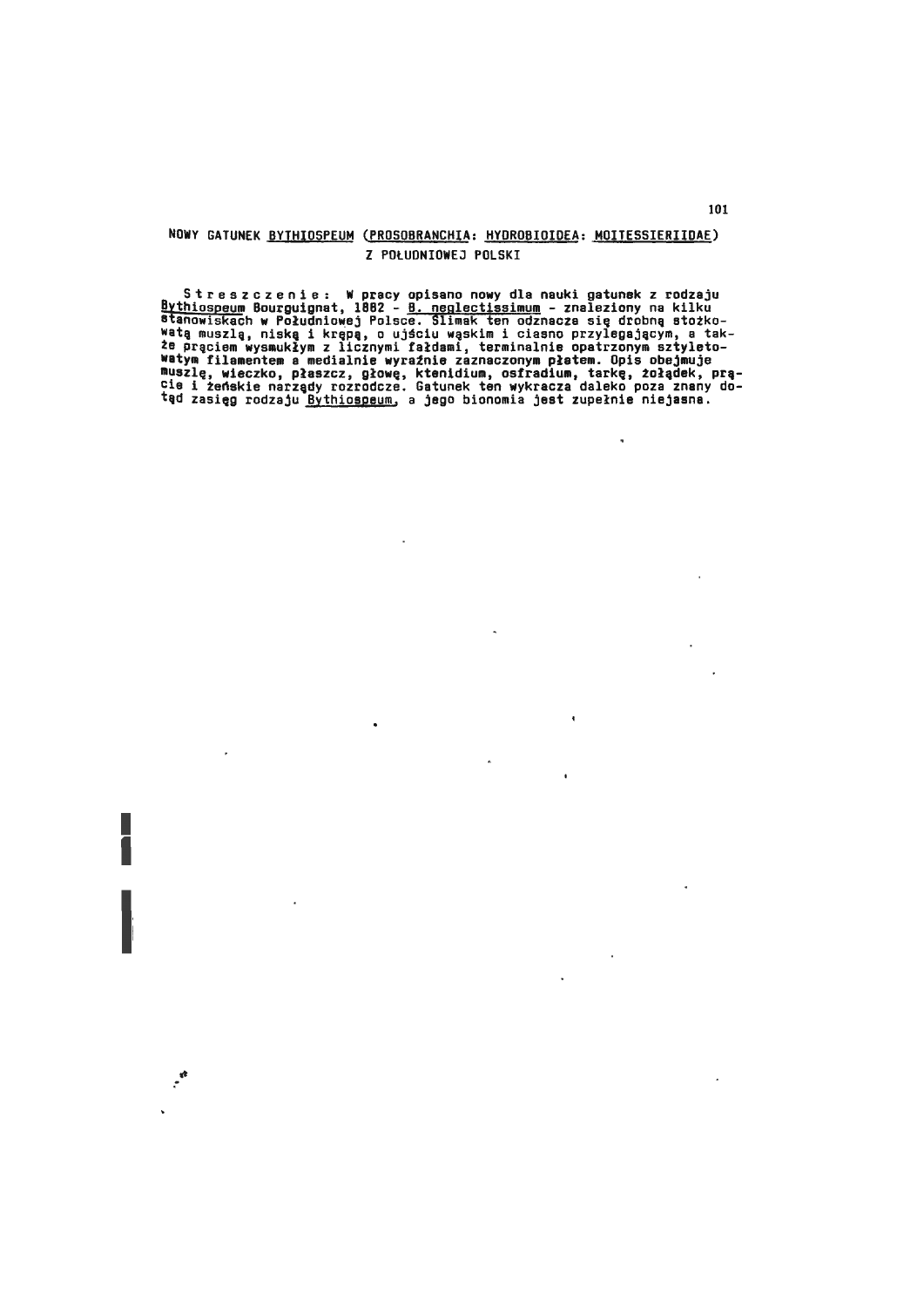## NOWY GATUNEK BYTHIOSPEUM (PROSOBRANCHIA: HYDROBIOIDEA: MOITESSIERIIDAE) Z POŁUDNIOWEJ POLSKI

S t r e s z c z e n i e : W pracy opisano nowy dla nauki gatunek z rodzaju *Bythiospeum* Bourguignat, 1882 - *B. neglectissimum* - znaleziony na kilku stanowiskach w Południowej Polsce. Ślimak ten odznacza się drobną stożkowatą muszlą, niską i krępą, o ujściu wąskim i ciasno przylegającym, a także prąciem wysmukłym z licznymi fałdami, terminalnie opatrzonym sztyletowatym filamentem a medialnie wyraźnie zaznaczonym płatem. Opis obejmuje muszlę, wieczko, płaszcz, głowę, ktenidium, osfradium, tarkę, żołądek, prącie i żeńskie narządy rozrodcze. Gatunek ten wykracza daleko poza znany dotąd zasięg rodzaju *Bythiospeum*, a jego bionomia jest zupełnie niejasna.